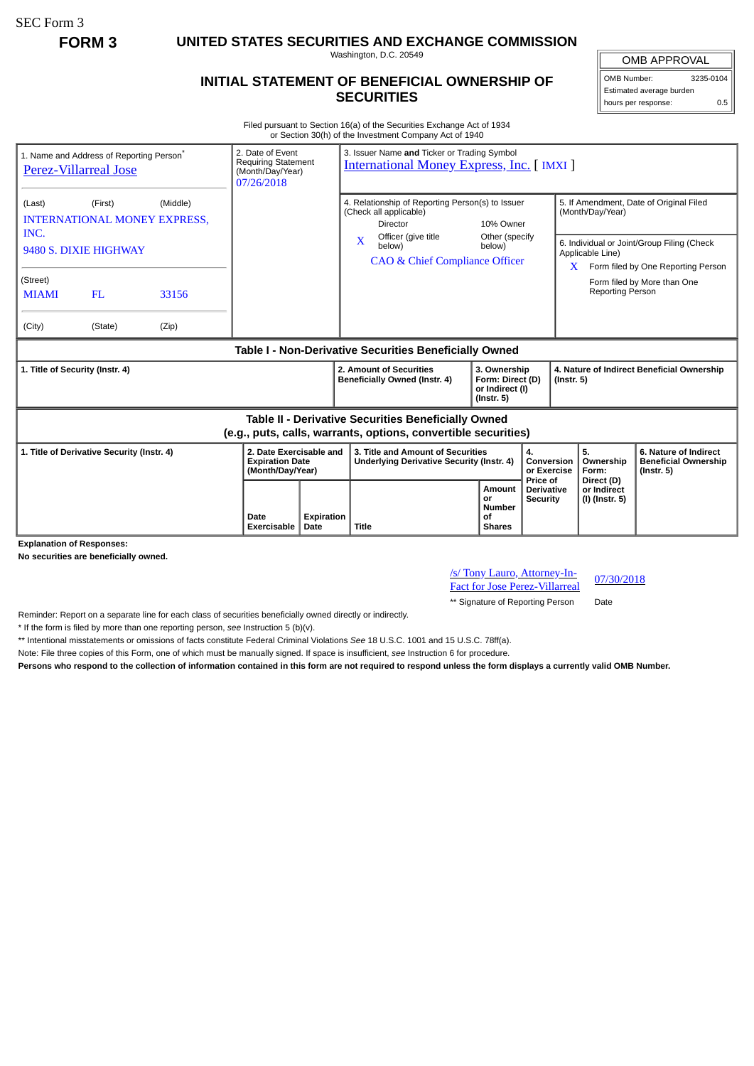SEC Form 3

**FORM 3**

# UNITED STATES SECURITIES AND EXCHANGE COMMISSION

Washington, D.C. 20549

## INITIAL STATEMENT OF BENEFICIAL OWNERSHIP OF SECURITIES

| OMB APPROVAL | |
|---|---|
| OMB Number: | 3235-0104 |
| Estimated average burden hours per response: | 0.5 |

Filed pursuant to Section 16(a) of the Securities Exchange Act of 1934 or Section 30(h) of the Investment Company Act of 1940

| 1. Name and Address of Reporting Person* | 2. Date of Event Requiring Statement (Month/Day/Year) | 3. Issuer Name and Ticker or Trading Symbol |
|---|---|---|
| Perez-Villarreal Jose | 07/26/2018 | International Money Express, Inc. [ IMXI ] |
| (Last) (First) (Middle) INTERNATIONAL MONEY EXPRESS, INC. 9480 S. DIXIE HIGHWAY | | 4. Relationship of Reporting Person(s) to Issuer (Check all applicable): Director; 10% Owner; X Officer (give title below); Other (specify below) — CAO & Chief Compliance Officer |
| (Street) MIAMI FL 33156 | | 5. If Amendment, Date of Original Filed (Month/Day/Year) |
| (City) (State) (Zip) | | 6. Individual or Joint/Group Filing (Check Applicable Line): X Form filed by One Reporting Person; Form filed by More than One Reporting Person |

**Table I - Non-Derivative Securities Beneficially Owned**

| 1. Title of Security (Instr. 4) | 2. Amount of Securities Beneficially Owned (Instr. 4) | 3. Ownership Form: Direct (D) or Indirect (I) (Instr. 5) | 4. Nature of Indirect Beneficial Ownership (Instr. 5) |
|---|---|---|---|

**Table II - Derivative Securities Beneficially Owned (e.g., puts, calls, warrants, options, convertible securities)**

| 1. Title of Derivative Security (Instr. 4) | 2. Date Exercisable and Expiration Date (Month/Day/Year) | | 3. Title and Amount of Securities Underlying Derivative Security (Instr. 4) | | 4. Conversion or Exercise Price of Derivative Security | 5. Ownership Form: Direct (D) or Indirect (I) (Instr. 5) | 6. Nature of Indirect Beneficial Ownership (Instr. 5) |
|---|---|---|---|---|---|---|---|
| | Date Exercisable | Expiration Date | Title | Amount or Number of Shares | | | |

**Explanation of Responses:**

**No securities are beneficially owned.**

| /s/ Tony Lauro, Attorney-In-Fact for Jose Perez-Villarreal | 07/30/2018 |
|---|---|
| ** Signature of Reporting Person | Date |

Reminder: Report on a separate line for each class of securities beneficially owned directly or indirectly.

\* If the form is filed by more than one reporting person, *see* Instruction 5 (b)(v).

** Intentional misstatements or omissions of facts constitute Federal Criminal Violations *See* 18 U.S.C. 1001 and 15 U.S.C. 78ff(a).

Note: File three copies of this Form, one of which must be manually signed. If space is insufficient, *see* Instruction 6 for procedure.

**Persons who respond to the collection of information contained in this form are not required to respond unless the form displays a currently valid OMB Number.**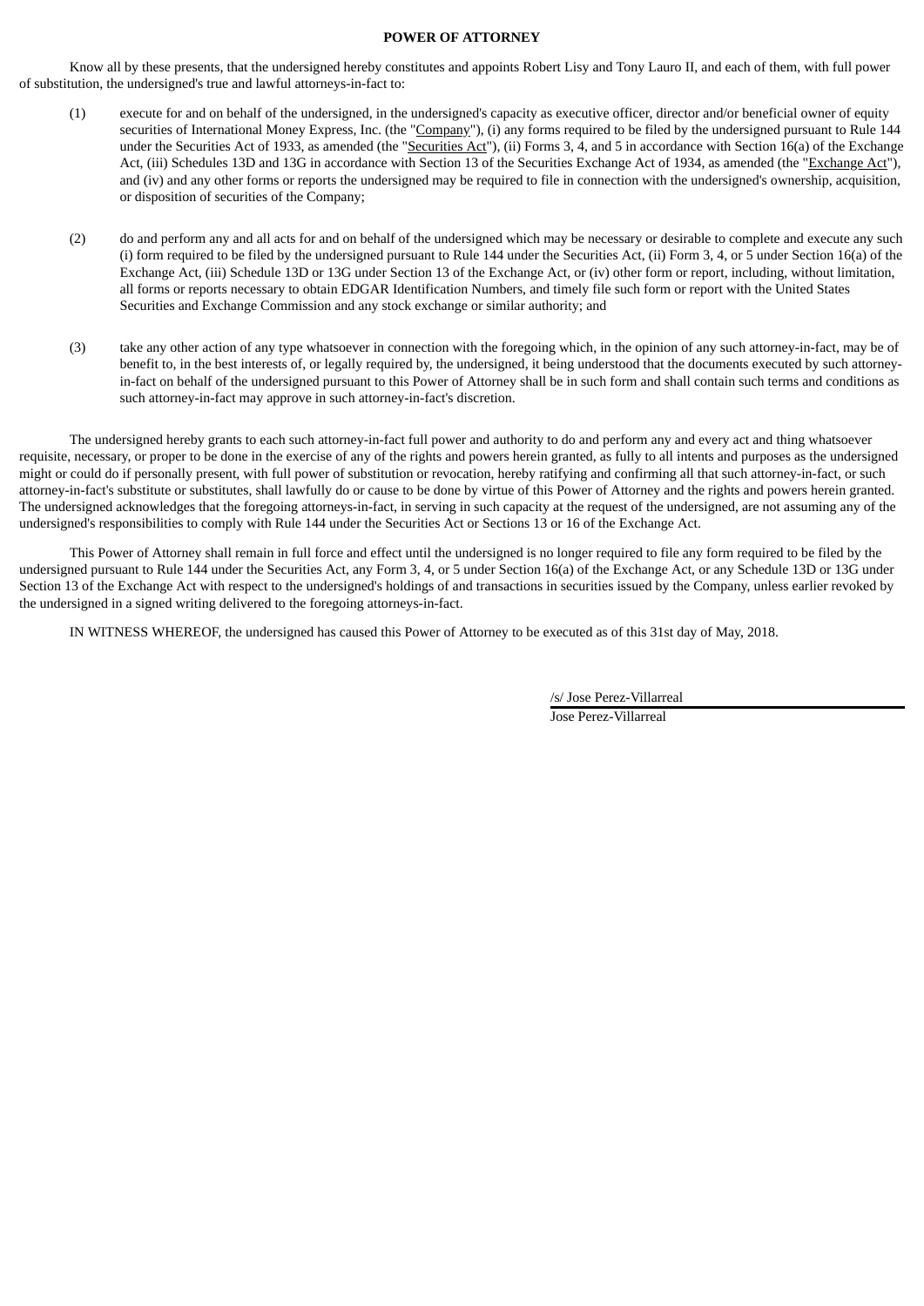**POWER OF ATTORNEY**

Know all by these presents, that the undersigned hereby constitutes and appoints Robert Lisy and Tony Lauro II, and each of them, with full power of substitution, the undersigned's true and lawful attorneys-in-fact to:

(1) execute for and on behalf of the undersigned, in the undersigned's capacity as executive officer, director and/or beneficial owner of equity securities of International Money Express, Inc. (the "Company"), (i) any forms required to be filed by the undersigned pursuant to Rule 144 under the Securities Act of 1933, as amended (the "Securities Act"), (ii) Forms 3, 4, and 5 in accordance with Section 16(a) of the Exchange Act, (iii) Schedules 13D and 13G in accordance with Section 13 of the Securities Exchange Act of 1934, as amended (the "Exchange Act"), and (iv) and any other forms or reports the undersigned may be required to file in connection with the undersigned's ownership, acquisition, or disposition of securities of the Company;

(2) do and perform any and all acts for and on behalf of the undersigned which may be necessary or desirable to complete and execute any such (i) form required to be filed by the undersigned pursuant to Rule 144 under the Securities Act, (ii) Form 3, 4, or 5 under Section 16(a) of the Exchange Act, (iii) Schedule 13D or 13G under Section 13 of the Exchange Act, or (iv) other form or report, including, without limitation, all forms or reports necessary to obtain EDGAR Identification Numbers, and timely file such form or report with the United States Securities and Exchange Commission and any stock exchange or similar authority; and

(3) take any other action of any type whatsoever in connection with the foregoing which, in the opinion of any such attorney-in-fact, may be of benefit to, in the best interests of, or legally required by, the undersigned, it being understood that the documents executed by such attorney-in-fact on behalf of the undersigned pursuant to this Power of Attorney shall be in such form and shall contain such terms and conditions as such attorney-in-fact may approve in such attorney-in-fact's discretion.

The undersigned hereby grants to each such attorney-in-fact full power and authority to do and perform any and every act and thing whatsoever requisite, necessary, or proper to be done in the exercise of any of the rights and powers herein granted, as fully to all intents and purposes as the undersigned might or could do if personally present, with full power of substitution or revocation, hereby ratifying and confirming all that such attorney-in-fact, or such attorney-in-fact's substitute or substitutes, shall lawfully do or cause to be done by virtue of this Power of Attorney and the rights and powers herein granted. The undersigned acknowledges that the foregoing attorneys-in-fact, in serving in such capacity at the request of the undersigned, are not assuming any of the undersigned's responsibilities to comply with Rule 144 under the Securities Act or Sections 13 or 16 of the Exchange Act.

This Power of Attorney shall remain in full force and effect until the undersigned is no longer required to file any form required to be filed by the undersigned pursuant to Rule 144 under the Securities Act, any Form 3, 4, or 5 under Section 16(a) of the Exchange Act, or any Schedule 13D or 13G under Section 13 of the Exchange Act with respect to the undersigned's holdings of and transactions in securities issued by the Company, unless earlier revoked by the undersigned in a signed writing delivered to the foregoing attorneys-in-fact.

IN WITNESS WHEREOF, the undersigned has caused this Power of Attorney to be executed as of this 31st day of May, 2018.

/s/ Jose Perez-Villarreal

Jose Perez-Villarreal